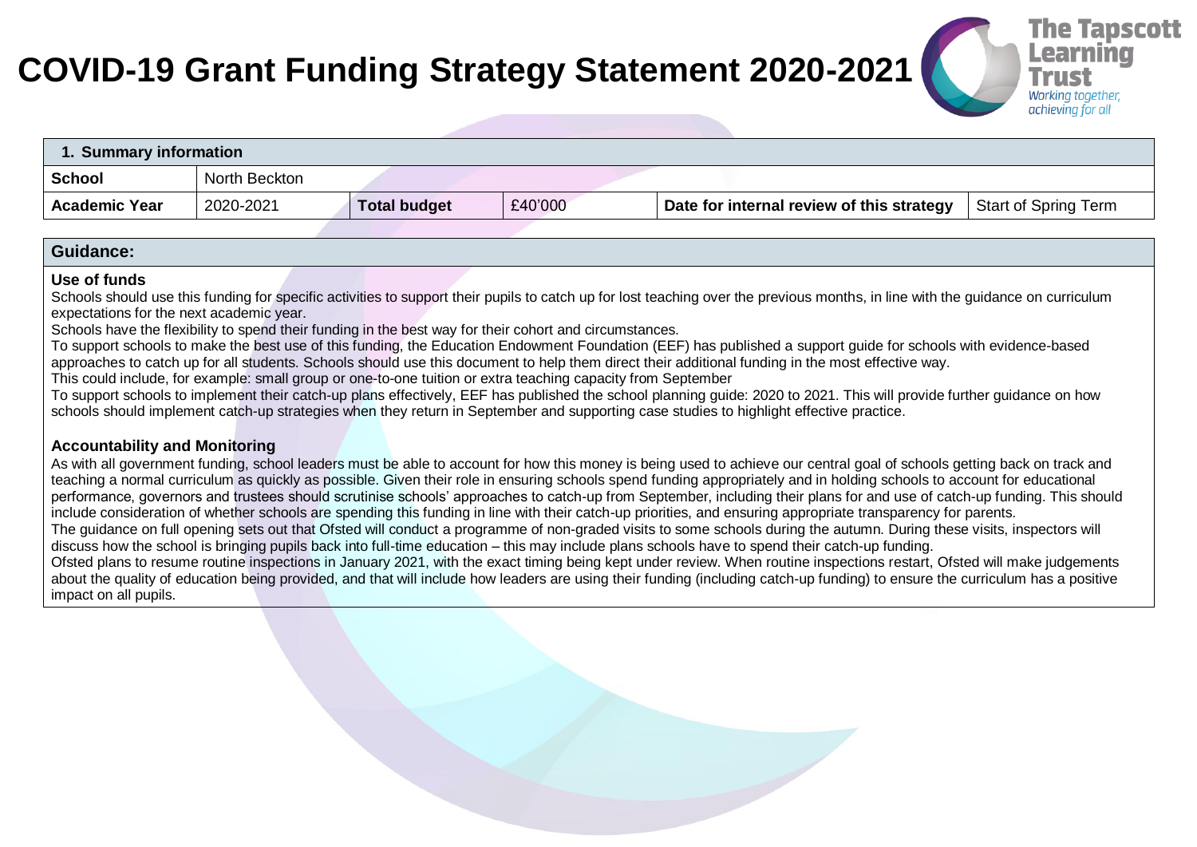# COVID-19 Grant Funding Strategy Statement 2020-2021

The Tapscott Learning Trust
*Working together, achieving for all*

| 1. Summary information | | | | | |
|---|---|---|---|---|---|
| **School** | North Beckton | | | | |
| **Academic Year** | 2020-2021 | **Total budget** | £40'000 | **Date for internal review of this strategy** | Start of Spring Term |

## Guidance:

**Use of funds**

Schools should use this funding for specific activities to support their pupils to catch up for lost teaching over the previous months, in line with the guidance on curriculum expectations for the next academic year.

Schools have the flexibility to spend their funding in the best way for their cohort and circumstances.

To support schools to make the best use of this funding, the Education Endowment Foundation (EEF) has published a support guide for schools with evidence-based approaches to catch up for all students. Schools should use this document to help them direct their additional funding in the most effective way.

This could include, for example: small group or one-to-one tuition or extra teaching capacity from September

To support schools to implement their catch-up plans effectively, EEF has published the school planning guide: 2020 to 2021. This will provide further guidance on how schools should implement catch-up strategies when they return in September and supporting case studies to highlight effective practice.

**Accountability and Monitoring**

As with all government funding, school leaders must be able to account for how this money is being used to achieve our central goal of schools getting back on track and teaching a normal curriculum as quickly as possible. Given their role in ensuring schools spend funding appropriately and in holding schools to account for educational performance, governors and trustees should scrutinise schools' approaches to catch-up from September, including their plans for and use of catch-up funding. This should include consideration of whether schools are spending this funding in line with their catch-up priorities, and ensuring appropriate transparency for parents.

The guidance on full opening sets out that Ofsted will conduct a programme of non-graded visits to some schools during the autumn. During these visits, inspectors will discuss how the school is bringing pupils back into full-time education – this may include plans schools have to spend their catch-up funding.

Ofsted plans to resume routine inspections in January 2021, with the exact timing being kept under review. When routine inspections restart, Ofsted will make judgements about the quality of education being provided, and that will include how leaders are using their funding (including catch-up funding) to ensure the curriculum has a positive impact on all pupils.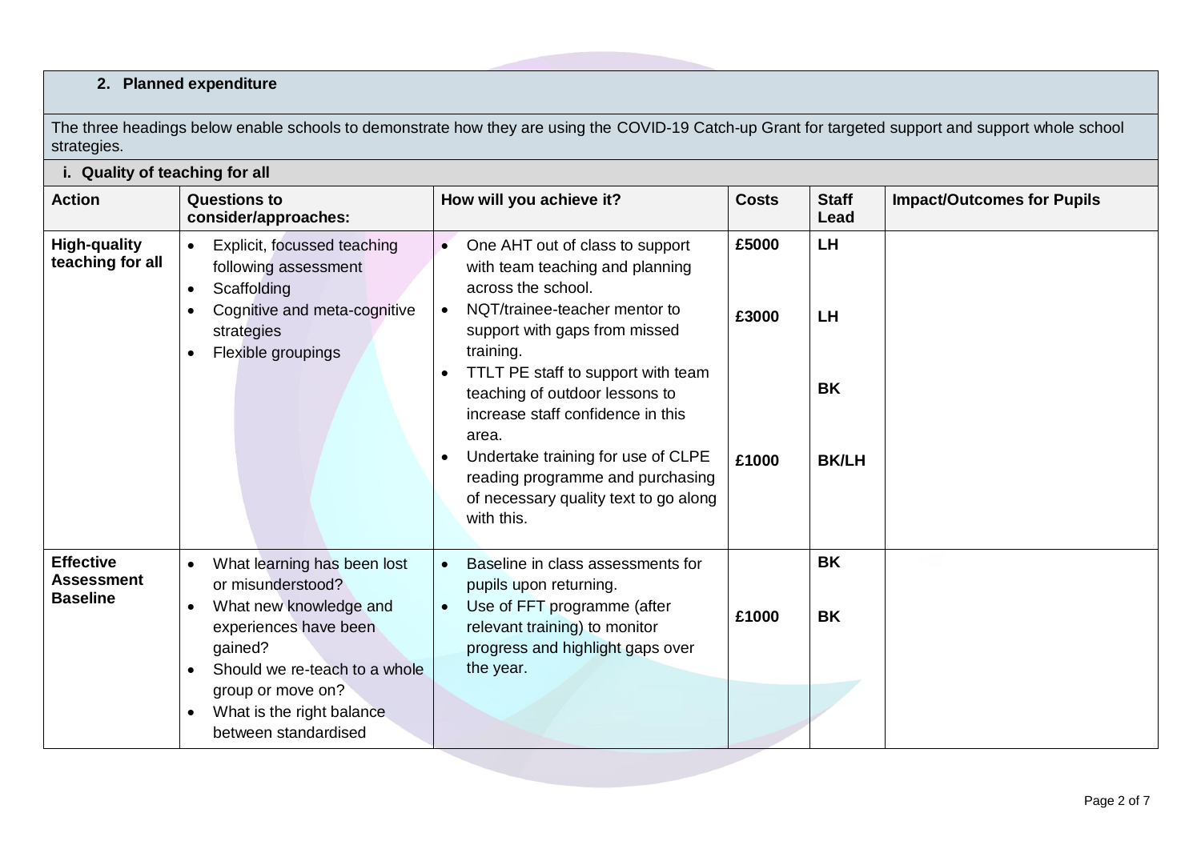## 2. Planned expenditure

The three headings below enable schools to demonstrate how they are using the COVID-19 Catch-up Grant for targeted support and support whole school strategies.

### i. Quality of teaching for all

| Action | Questions to consider/approaches: | How will you achieve it? | Costs | Staff Lead | Impact/Outcomes for Pupils |
|---|---|---|---|---|---|
| **High-quality teaching for all** | • Explicit, focussed teaching following assessment<br>• Scaffolding<br>• Cognitive and meta-cognitive strategies<br>• Flexible groupings | • One AHT out of class to support with team teaching and planning across the school.<br>• NQT/trainee-teacher mentor to support with gaps from missed training.<br>• TTLT PE staff to support with team teaching of outdoor lessons to increase staff confidence in this area.<br>• Undertake training for use of CLPE reading programme and purchasing of necessary quality text to go along with this. | £5000<br><br>£3000<br><br><br><br>£1000 | LH<br><br>LH<br><br>BK<br><br>BK/LH | |
| **Effective Assessment Baseline** | • What learning has been lost or misunderstood?<br>• What new knowledge and experiences have been gained?<br>• Should we re-teach to a whole group or move on?<br>• What is the right balance between standardised | • Baseline in class assessments for pupils upon returning.<br>• Use of FFT programme (after relevant training) to monitor progress and highlight gaps over the year. | <br><br>£1000 | BK<br><br>BK | |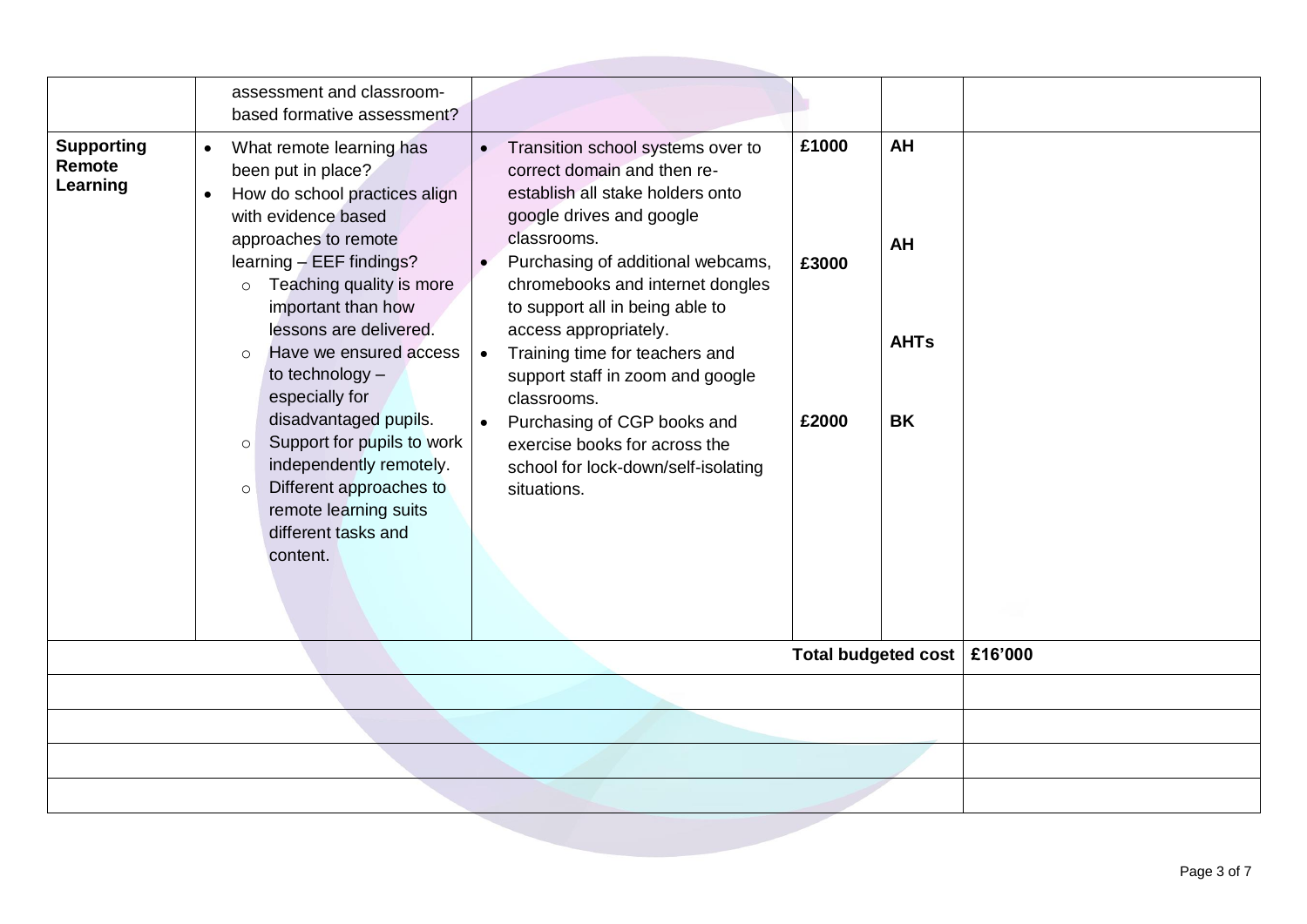| | | | | | |
|---|---|---|---|---|---|
| | assessment and classroom-based formative assessment? | | | | |
| **Supporting Remote Learning** | • What remote learning has been put in place?<br>• How do school practices align with evidence based approaches to remote learning – EEF findings?<br>  ○ Teaching quality is more important than how lessons are delivered.<br>  ○ Have we ensured access to technology – especially for disadvantaged pupils.<br>  ○ Support for pupils to work independently remotely.<br>  ○ Different approaches to remote learning suits different tasks and content. | • Transition school systems over to correct domain and then re-establish all stake holders onto google drives and google classrooms.<br>• Purchasing of additional webcams, chromebooks and internet dongles to support all in being able to access appropriately.<br>• Training time for teachers and support staff in zoom and google classrooms.<br>• Purchasing of CGP books and exercise books for across the school for lock-down/self-isolating situations. | **£1000**<br><br>**£3000**<br><br><br>**£2000** | **AH**<br><br>**AH**<br><br>**AHTs**<br><br>**BK** | |
| | | | | **Total budgeted cost** | **£16'000** |
| | | | | | |
| | | | | | |
| | | | | | |
| | | | | | |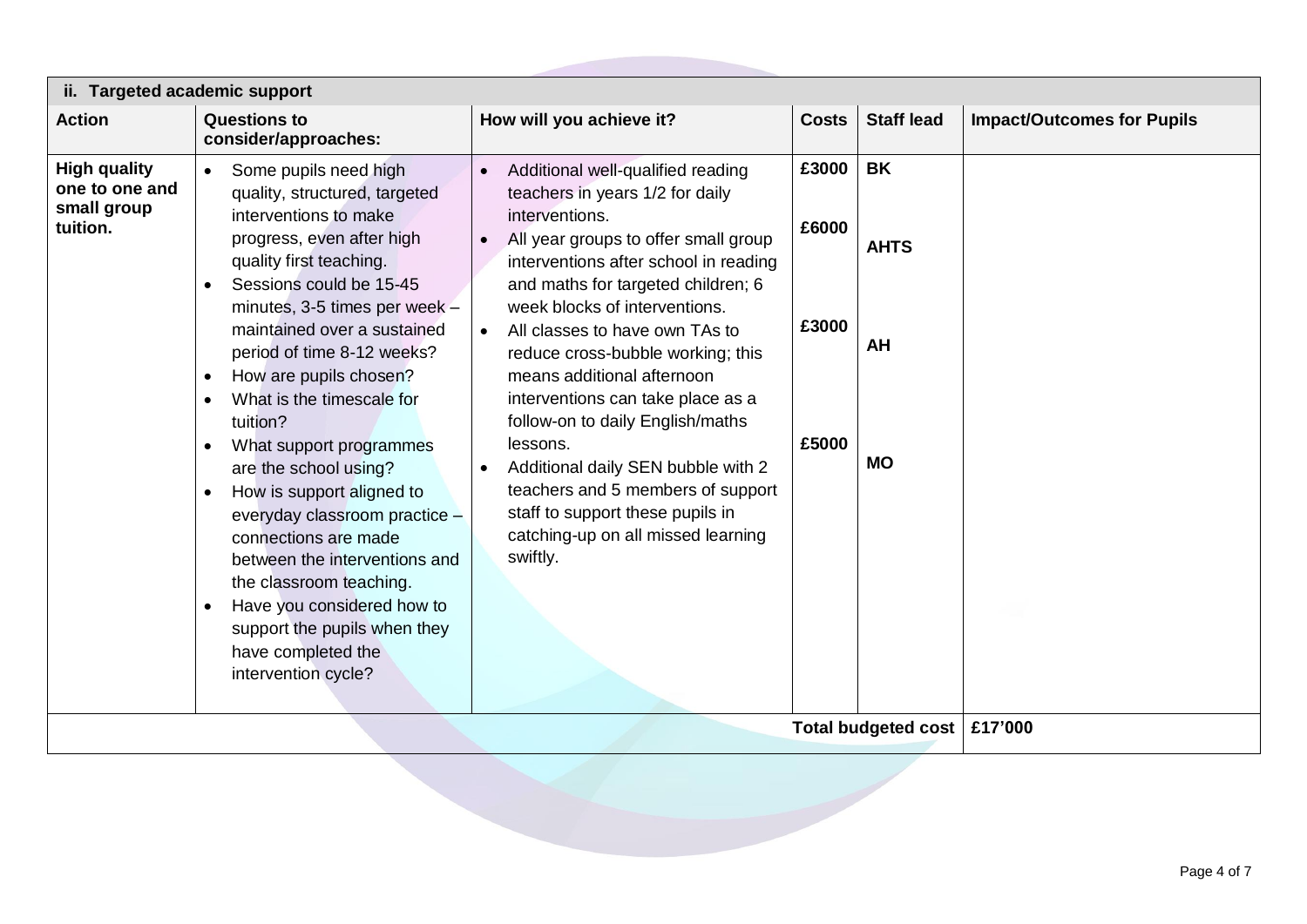| ii. Targeted academic support | | | | | |
|---|---|---|---|---|---|
| **Action** | **Questions to consider/approaches:** | **How will you achieve it?** | **Costs** | **Staff lead** | **Impact/Outcomes for Pupils** |
| **High quality one to one and small group tuition.** | • Some pupils need high quality, structured, targeted interventions to make progress, even after high quality first teaching.<br>• Sessions could be 15-45 minutes, 3-5 times per week – maintained over a sustained period of time 8-12 weeks?<br>• How are pupils chosen?<br>• What is the timescale for tuition?<br>• What support programmes are the school using?<br>• How is support aligned to everyday classroom practice – connections are made between the interventions and the classroom teaching.<br>• Have you considered how to support the pupils when they have completed the intervention cycle? | • Additional well-qualified reading teachers in years 1/2 for daily interventions.<br>• All year groups to offer small group interventions after school in reading and maths for targeted children; 6 week blocks of interventions.<br>• All classes to have own TAs to reduce cross-bubble working; this means additional afternoon interventions can take place as a follow-on to daily English/maths lessons.<br>• Additional daily SEN bubble with 2 teachers and 5 members of support staff to support these pupils in catching-up on all missed learning swiftly. | **£3000**<br><br>**£6000**<br><br>**£3000**<br><br>**£5000** | **BK**<br><br>**AHTS**<br><br>**AH**<br><br>**MO** | |
| | | | | **Total budgeted cost** | **£17'000** |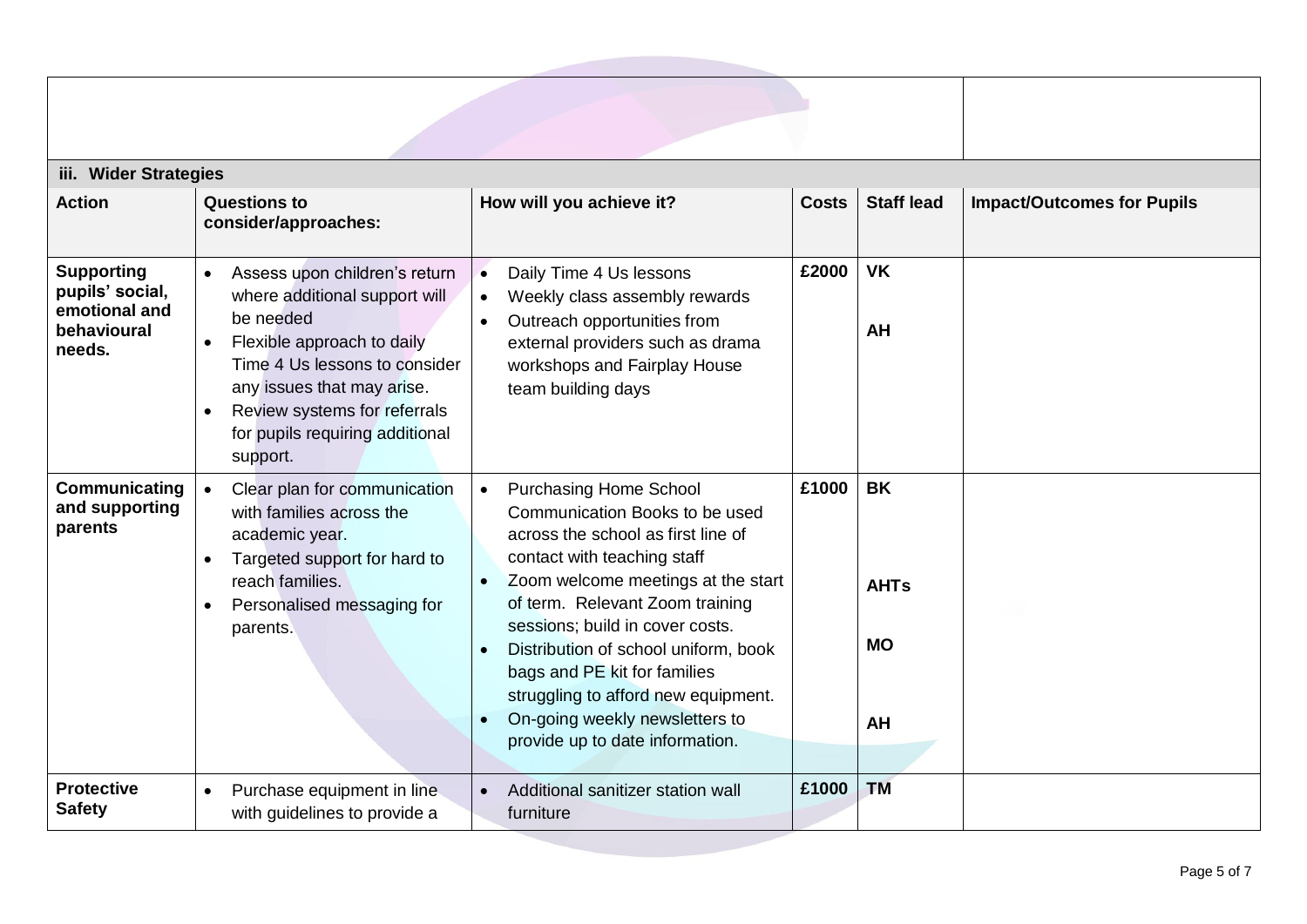| | | | | | |
|---|---|---|---|---|---|
| **iii. Wider Strategies** | | | | | |
| **Action** | **Questions to consider/approaches:** | **How will you achieve it?** | **Costs** | **Staff lead** | **Impact/Outcomes for Pupils** |
| **Supporting pupils' social, emotional and behavioural needs.** | • Assess upon children's return where additional support will be needed<br>• Flexible approach to daily Time 4 Us lessons to consider any issues that may arise.<br>• Review systems for referrals for pupils requiring additional support. | • Daily Time 4 Us lessons<br>• Weekly class assembly rewards<br>• Outreach opportunities from external providers such as drama workshops and Fairplay House team building days | **£2000** | **VK**<br><br>**AH** | |
| **Communicating and supporting parents** | • Clear plan for communication with families across the academic year.<br>• Targeted support for hard to reach families.<br>• Personalised messaging for parents. | • Purchasing Home School Communication Books to be used across the school as first line of contact with teaching staff<br>• Zoom welcome meetings at the start of term. Relevant Zoom training sessions; build in cover costs.<br>• Distribution of school uniform, book bags and PE kit for families struggling to afford new equipment.<br>• On-going weekly newsletters to provide up to date information. | **£1000** | **BK**<br><br>**AHTs**<br><br>**MO**<br><br>**AH** | |
| **Protective Safety** | • Purchase equipment in line with guidelines to provide a | • Additional sanitizer station wall furniture | **£1000** | **TM** | |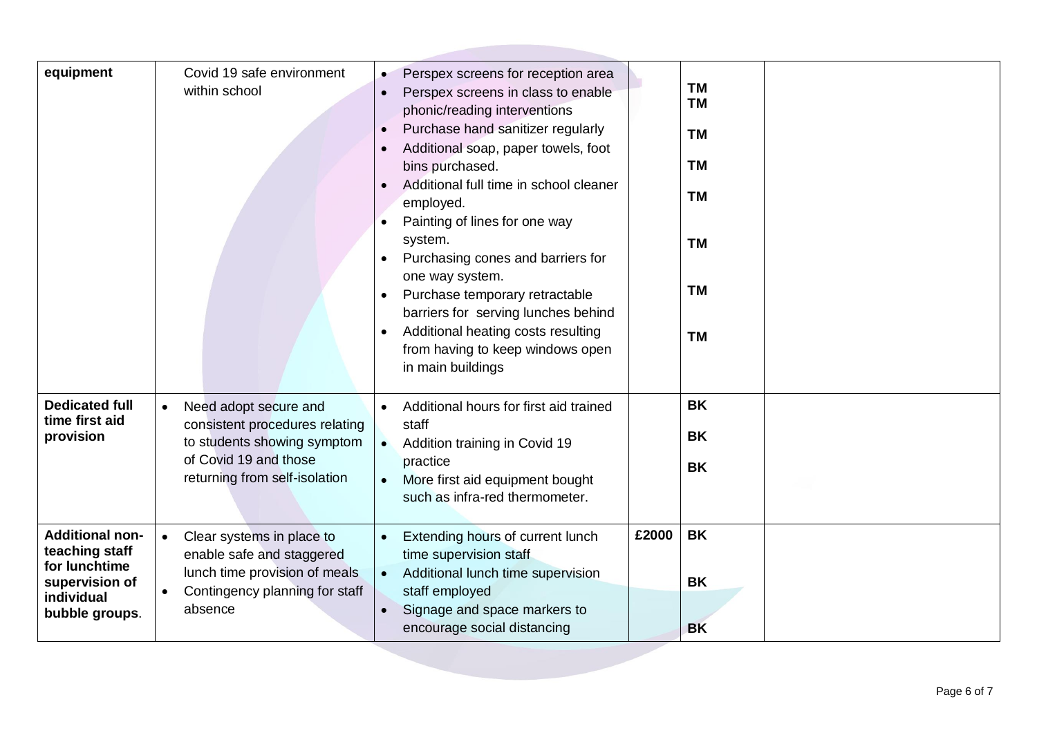| | | | | | |
|---|---|---|---|---|---|
| **equipment** | Covid 19 safe environment within school | • Perspex screens for reception area<br>• Perspex screens in class to enable phonic/reading interventions<br>• Purchase hand sanitizer regularly<br>• Additional soap, paper towels, foot bins purchased.<br>• Additional full time in school cleaner employed.<br>• Painting of lines for one way system.<br>• Purchasing cones and barriers for one way system.<br>• Purchase temporary retractable barriers for serving lunches behind<br>• Additional heating costs resulting from having to keep windows open in main buildings | | **TM**<br>**TM**<br>**TM**<br>**TM**<br>**TM**<br>**TM**<br>**TM**<br>**TM** | |
| **Dedicated full time first aid provision** | • Need adopt secure and consistent procedures relating to students showing symptom of Covid 19 and those returning from self-isolation | • Additional hours for first aid trained staff<br>• Addition training in Covid 19 practice<br>• More first aid equipment bought such as infra-red thermometer. | | **BK**<br>**BK**<br>**BK** | |
| **Additional non-teaching staff for lunchtime supervision of individual bubble groups**. | • Clear systems in place to enable safe and staggered lunch time provision of meals<br>• Contingency planning for staff absence | • Extending hours of current lunch time supervision staff<br>• Additional lunch time supervision staff employed<br>• Signage and space markers to encourage social distancing | **£2000** | **BK**<br>**BK**<br>**BK** | |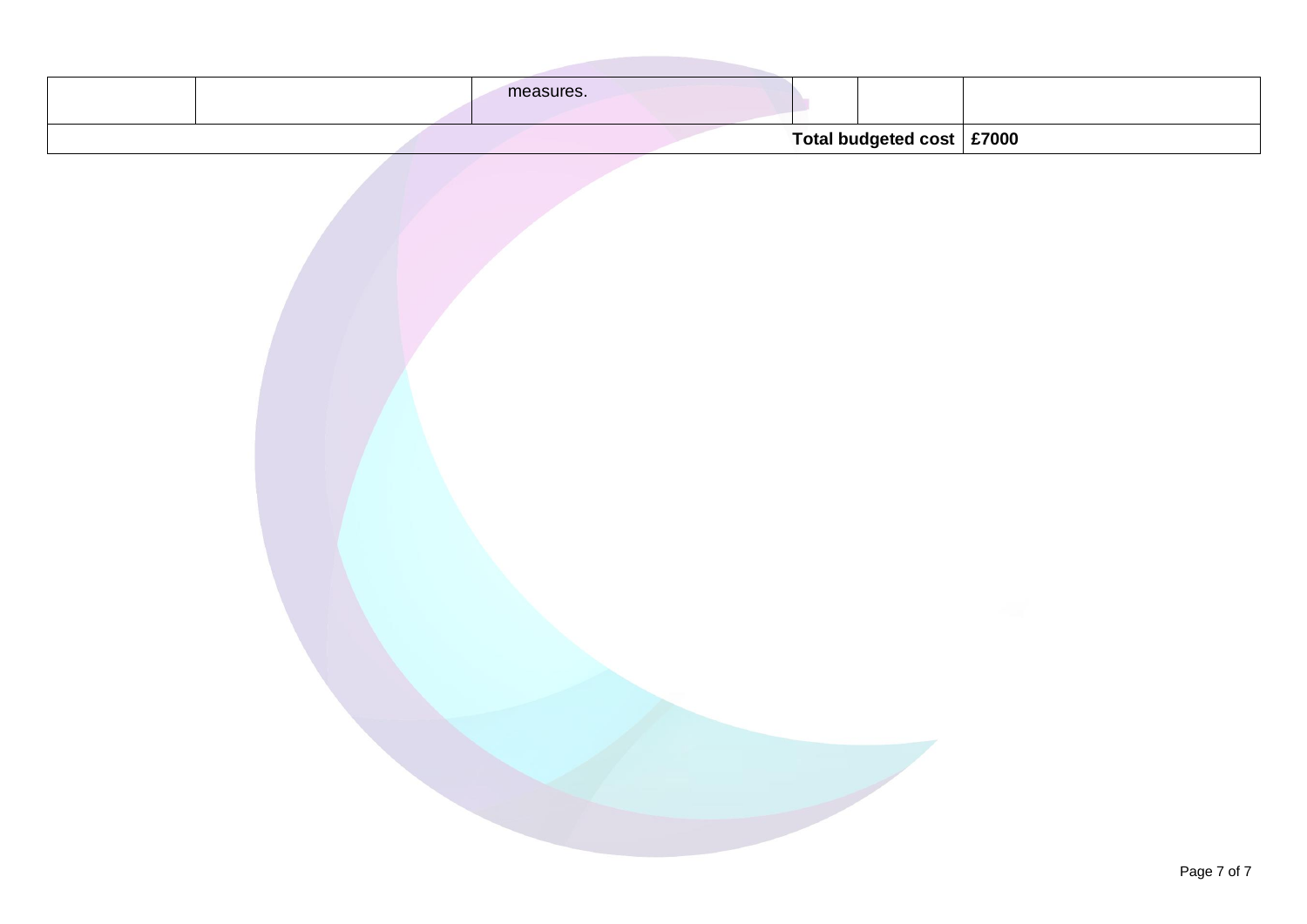| | | | | | |
|---|---|---|---|---|---|
| | | measures. | | | |
| | | | | Total budgeted cost | £7000 |